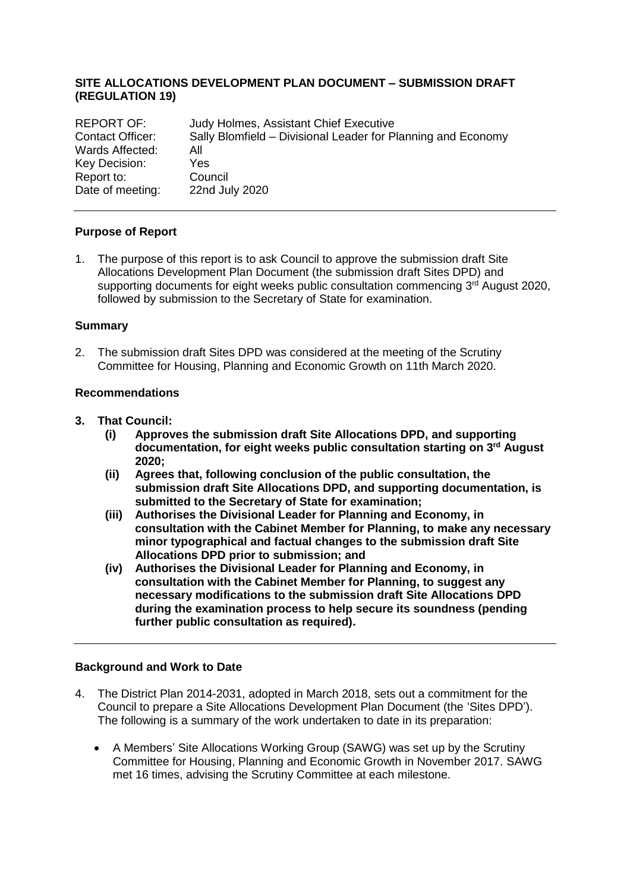# SITE ALLOCATIONS DEVELOPMENT PLAN DOCUMENT – SUBMISSION DRAFT (REGULATION 19)

| | |
|---|---|
| REPORT OF: | Judy Holmes, Assistant Chief Executive |
| Contact Officer: | Sally Blomfield – Divisional Leader for Planning and Economy |
| Wards Affected: | All |
| Key Decision: | Yes |
| Report to: | Council |
| Date of meeting: | 22nd July 2020 |

## Purpose of Report

1. The purpose of this report is to ask Council to approve the submission draft Site Allocations Development Plan Document (the submission draft Sites DPD) and supporting documents for eight weeks public consultation commencing 3rd August 2020, followed by submission to the Secretary of State for examination.

## Summary

2. The submission draft Sites DPD was considered at the meeting of the Scrutiny Committee for Housing, Planning and Economic Growth on 11th March 2020.

## Recommendations

3. **That Council:**
   - **(i) Approves the submission draft Site Allocations DPD, and supporting documentation, for eight weeks public consultation starting on 3rd August 2020;**
   - **(ii) Agrees that, following conclusion of the public consultation, the submission draft Site Allocations DPD, and supporting documentation, is submitted to the Secretary of State for examination;**
   - **(iii) Authorises the Divisional Leader for Planning and Economy, in consultation with the Cabinet Member for Planning, to make any necessary minor typographical and factual changes to the submission draft Site Allocations DPD prior to submission; and**
   - **(iv) Authorises the Divisional Leader for Planning and Economy, in consultation with the Cabinet Member for Planning, to suggest any necessary modifications to the submission draft Site Allocations DPD during the examination process to help secure its soundness (pending further public consultation as required).**

## Background and Work to Date

4. The District Plan 2014-2031, adopted in March 2018, sets out a commitment for the Council to prepare a Site Allocations Development Plan Document (the 'Sites DPD'). The following is a summary of the work undertaken to date in its preparation:

   - A Members' Site Allocations Working Group (SAWG) was set up by the Scrutiny Committee for Housing, Planning and Economic Growth in November 2017. SAWG met 16 times, advising the Scrutiny Committee at each milestone.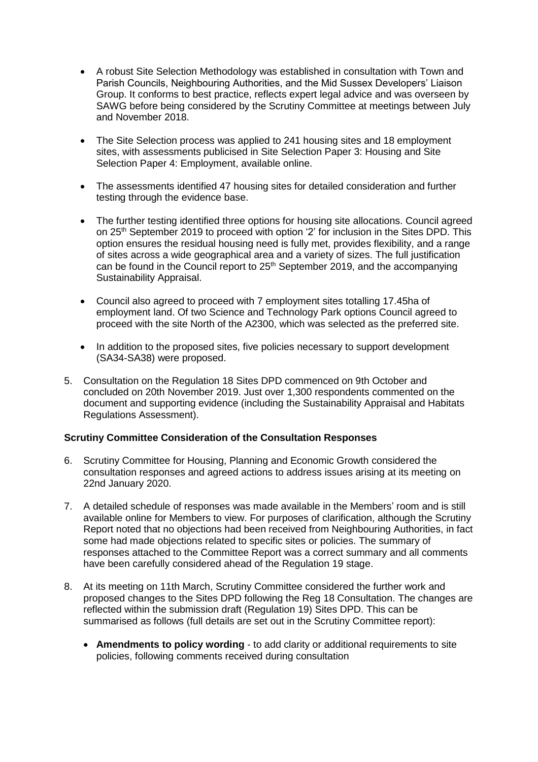- A robust Site Selection Methodology was established in consultation with Town and Parish Councils, Neighbouring Authorities, and the Mid Sussex Developers' Liaison Group. It conforms to best practice, reflects expert legal advice and was overseen by SAWG before being considered by the Scrutiny Committee at meetings between July and November 2018.

- The Site Selection process was applied to 241 housing sites and 18 employment sites, with assessments publicised in Site Selection Paper 3: Housing and Site Selection Paper 4: Employment, available online.

- The assessments identified 47 housing sites for detailed consideration and further testing through the evidence base.

- The further testing identified three options for housing site allocations. Council agreed on 25th September 2019 to proceed with option '2' for inclusion in the Sites DPD. This option ensures the residual housing need is fully met, provides flexibility, and a range of sites across a wide geographical area and a variety of sizes. The full justification can be found in the Council report to 25th September 2019, and the accompanying Sustainability Appraisal.

- Council also agreed to proceed with 7 employment sites totalling 17.45ha of employment land. Of two Science and Technology Park options Council agreed to proceed with the site North of the A2300, which was selected as the preferred site.

- In addition to the proposed sites, five policies necessary to support development (SA34-SA38) were proposed.

5. Consultation on the Regulation 18 Sites DPD commenced on 9th October and concluded on 20th November 2019. Just over 1,300 respondents commented on the document and supporting evidence (including the Sustainability Appraisal and Habitats Regulations Assessment).

**Scrutiny Committee Consideration of the Consultation Responses**

6. Scrutiny Committee for Housing, Planning and Economic Growth considered the consultation responses and agreed actions to address issues arising at its meeting on 22nd January 2020.

7. A detailed schedule of responses was made available in the Members' room and is still available online for Members to view. For purposes of clarification, although the Scrutiny Report noted that no objections had been received from Neighbouring Authorities, in fact some had made objections related to specific sites or policies. The summary of responses attached to the Committee Report was a correct summary and all comments have been carefully considered ahead of the Regulation 19 stage.

8. At its meeting on 11th March, Scrutiny Committee considered the further work and proposed changes to the Sites DPD following the Reg 18 Consultation. The changes are reflected within the submission draft (Regulation 19) Sites DPD. This can be summarised as follows (full details are set out in the Scrutiny Committee report):

   - **Amendments to policy wording** - to add clarity or additional requirements to site policies, following comments received during consultation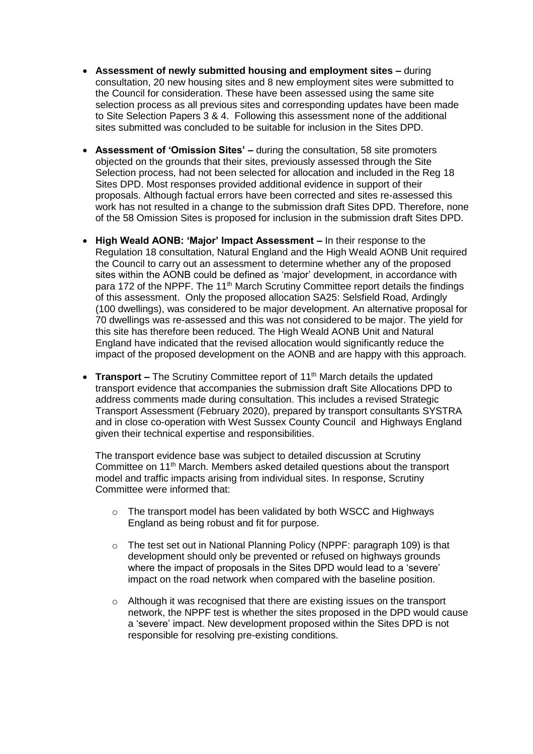- **Assessment of newly submitted housing and employment sites –** during consultation, 20 new housing sites and 8 new employment sites were submitted to the Council for consideration. These have been assessed using the same site selection process as all previous sites and corresponding updates have been made to Site Selection Papers 3 & 4. Following this assessment none of the additional sites submitted was concluded to be suitable for inclusion in the Sites DPD.

- **Assessment of 'Omission Sites' –** during the consultation, 58 site promoters objected on the grounds that their sites, previously assessed through the Site Selection process, had not been selected for allocation and included in the Reg 18 Sites DPD. Most responses provided additional evidence in support of their proposals. Although factual errors have been corrected and sites re-assessed this work has not resulted in a change to the submission draft Sites DPD. Therefore, none of the 58 Omission Sites is proposed for inclusion in the submission draft Sites DPD.

- **High Weald AONB: 'Major' Impact Assessment –** In their response to the Regulation 18 consultation, Natural England and the High Weald AONB Unit required the Council to carry out an assessment to determine whether any of the proposed sites within the AONB could be defined as 'major' development, in accordance with para 172 of the NPPF. The 11th March Scrutiny Committee report details the findings of this assessment. Only the proposed allocation SA25: Selsfield Road, Ardingly (100 dwellings), was considered to be major development. An alternative proposal for 70 dwellings was re-assessed and this was not considered to be major. The yield for this site has therefore been reduced. The High Weald AONB Unit and Natural England have indicated that the revised allocation would significantly reduce the impact of the proposed development on the AONB and are happy with this approach.

- **Transport –** The Scrutiny Committee report of 11th March details the updated transport evidence that accompanies the submission draft Site Allocations DPD to address comments made during consultation. This includes a revised Strategic Transport Assessment (February 2020), prepared by transport consultants SYSTRA and in close co-operation with West Sussex County Council and Highways England given their technical expertise and responsibilities.

  The transport evidence base was subject to detailed discussion at Scrutiny Committee on 11th March. Members asked detailed questions about the transport model and traffic impacts arising from individual sites. In response, Scrutiny Committee were informed that:

  - The transport model has been validated by both WSCC and Highways England as being robust and fit for purpose.

  - The test set out in National Planning Policy (NPPF: paragraph 109) is that development should only be prevented or refused on highways grounds where the impact of proposals in the Sites DPD would lead to a 'severe' impact on the road network when compared with the baseline position.

  - Although it was recognised that there are existing issues on the transport network, the NPPF test is whether the sites proposed in the DPD would cause a 'severe' impact. New development proposed within the Sites DPD is not responsible for resolving pre-existing conditions.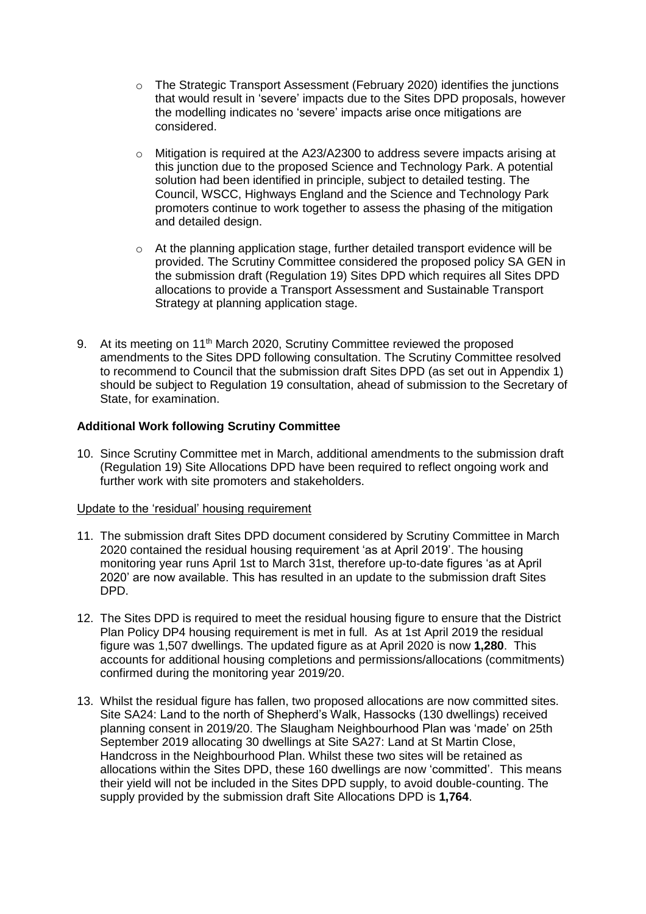- The Strategic Transport Assessment (February 2020) identifies the junctions that would result in 'severe' impacts due to the Sites DPD proposals, however the modelling indicates no 'severe' impacts arise once mitigations are considered.

- Mitigation is required at the A23/A2300 to address severe impacts arising at this junction due to the proposed Science and Technology Park. A potential solution had been identified in principle, subject to detailed testing. The Council, WSCC, Highways England and the Science and Technology Park promoters continue to work together to assess the phasing of the mitigation and detailed design.

- At the planning application stage, further detailed transport evidence will be provided. The Scrutiny Committee considered the proposed policy SA GEN in the submission draft (Regulation 19) Sites DPD which requires all Sites DPD allocations to provide a Transport Assessment and Sustainable Transport Strategy at planning application stage.

9. At its meeting on 11th March 2020, Scrutiny Committee reviewed the proposed amendments to the Sites DPD following consultation. The Scrutiny Committee resolved to recommend to Council that the submission draft Sites DPD (as set out in Appendix 1) should be subject to Regulation 19 consultation, ahead of submission to the Secretary of State, for examination.

**Additional Work following Scrutiny Committee**

10. Since Scrutiny Committee met in March, additional amendments to the submission draft (Regulation 19) Site Allocations DPD have been required to reflect ongoing work and further work with site promoters and stakeholders.

Update to the 'residual' housing requirement

11. The submission draft Sites DPD document considered by Scrutiny Committee in March 2020 contained the residual housing requirement 'as at April 2019'. The housing monitoring year runs April 1st to March 31st, therefore up-to-date figures 'as at April 2020' are now available. This has resulted in an update to the submission draft Sites DPD.

12. The Sites DPD is required to meet the residual housing figure to ensure that the District Plan Policy DP4 housing requirement is met in full. As at 1st April 2019 the residual figure was 1,507 dwellings. The updated figure as at April 2020 is now **1,280**. This accounts for additional housing completions and permissions/allocations (commitments) confirmed during the monitoring year 2019/20.

13. Whilst the residual figure has fallen, two proposed allocations are now committed sites. Site SA24: Land to the north of Shepherd's Walk, Hassocks (130 dwellings) received planning consent in 2019/20. The Slaugham Neighbourhood Plan was 'made' on 25th September 2019 allocating 30 dwellings at Site SA27: Land at St Martin Close, Handcross in the Neighbourhood Plan. Whilst these two sites will be retained as allocations within the Sites DPD, these 160 dwellings are now 'committed'. This means their yield will not be included in the Sites DPD supply, to avoid double-counting. The supply provided by the submission draft Site Allocations DPD is **1,764**.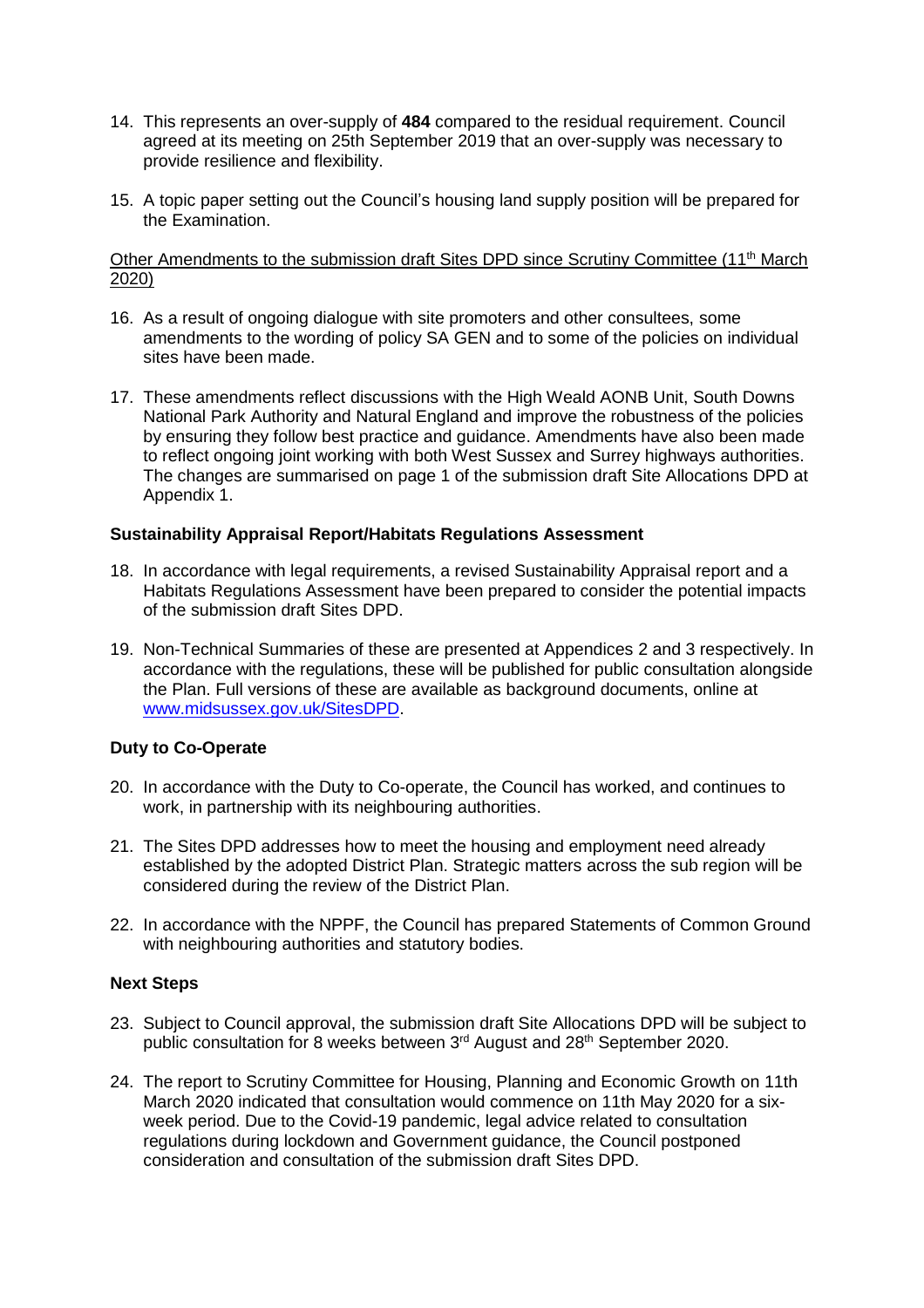14. This represents an over-supply of **484** compared to the residual requirement. Council agreed at its meeting on 25th September 2019 that an over-supply was necessary to provide resilience and flexibility.

15. A topic paper setting out the Council's housing land supply position will be prepared for the Examination.

Other Amendments to the submission draft Sites DPD since Scrutiny Committee (11th March 2020)

16. As a result of ongoing dialogue with site promoters and other consultees, some amendments to the wording of policy SA GEN and to some of the policies on individual sites have been made.

17. These amendments reflect discussions with the High Weald AONB Unit, South Downs National Park Authority and Natural England and improve the robustness of the policies by ensuring they follow best practice and guidance. Amendments have also been made to reflect ongoing joint working with both West Sussex and Surrey highways authorities. The changes are summarised on page 1 of the submission draft Site Allocations DPD at Appendix 1.

**Sustainability Appraisal Report/Habitats Regulations Assessment**

18. In accordance with legal requirements, a revised Sustainability Appraisal report and a Habitats Regulations Assessment have been prepared to consider the potential impacts of the submission draft Sites DPD.

19. Non-Technical Summaries of these are presented at Appendices 2 and 3 respectively. In accordance with the regulations, these will be published for public consultation alongside the Plan. Full versions of these are available as background documents, online at www.midsussex.gov.uk/SitesDPD.

**Duty to Co-Operate**

20. In accordance with the Duty to Co-operate, the Council has worked, and continues to work, in partnership with its neighbouring authorities.

21. The Sites DPD addresses how to meet the housing and employment need already established by the adopted District Plan. Strategic matters across the sub region will be considered during the review of the District Plan.

22. In accordance with the NPPF, the Council has prepared Statements of Common Ground with neighbouring authorities and statutory bodies.

**Next Steps**

23. Subject to Council approval, the submission draft Site Allocations DPD will be subject to public consultation for 8 weeks between 3rd August and 28th September 2020.

24. The report to Scrutiny Committee for Housing, Planning and Economic Growth on 11th March 2020 indicated that consultation would commence on 11th May 2020 for a six-week period. Due to the Covid-19 pandemic, legal advice related to consultation regulations during lockdown and Government guidance, the Council postponed consideration and consultation of the submission draft Sites DPD.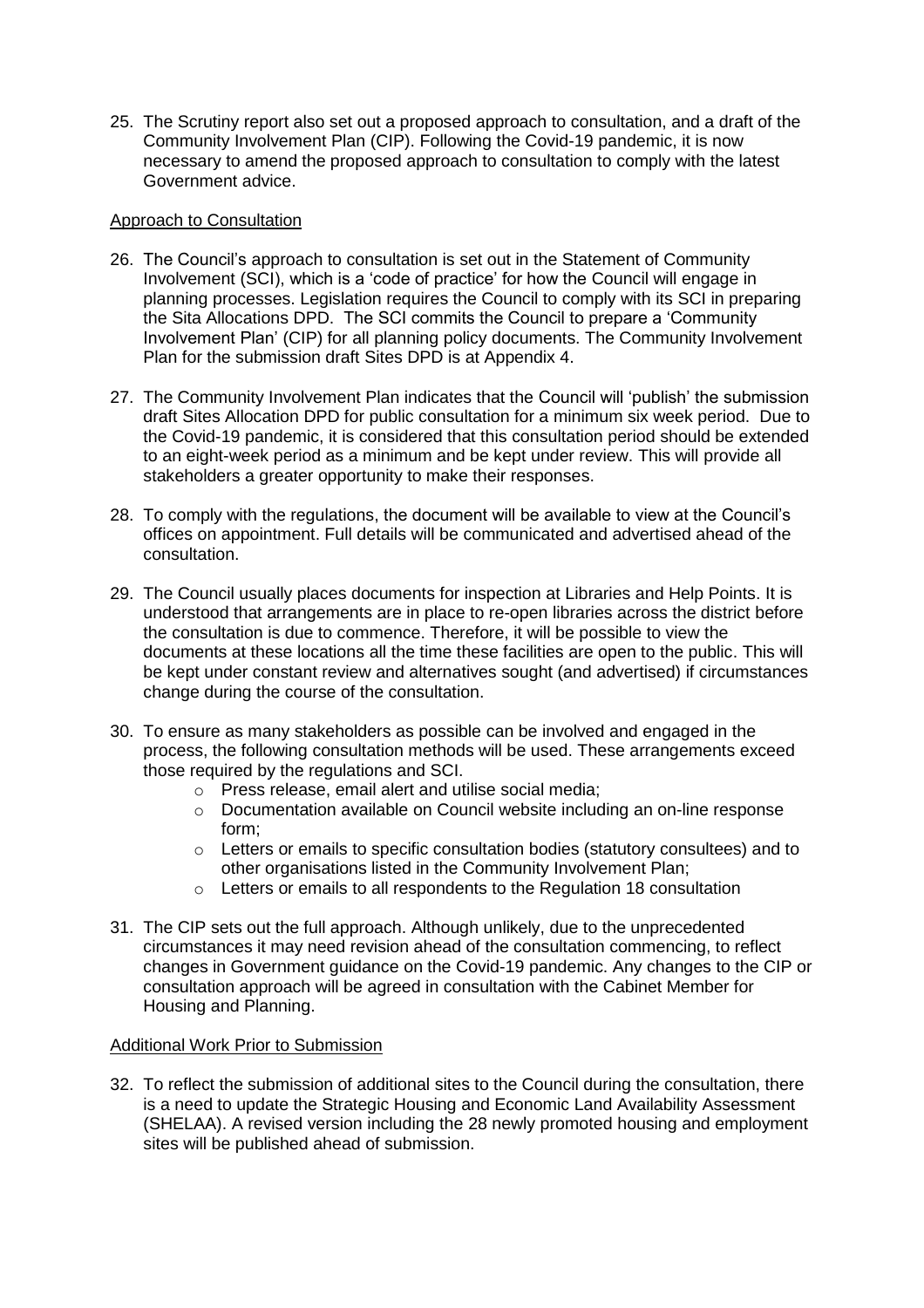25. The Scrutiny report also set out a proposed approach to consultation, and a draft of the Community Involvement Plan (CIP). Following the Covid-19 pandemic, it is now necessary to amend the proposed approach to consultation to comply with the latest Government advice.

<u>Approach to Consultation</u>

26. The Council's approach to consultation is set out in the Statement of Community Involvement (SCI), which is a 'code of practice' for how the Council will engage in planning processes. Legislation requires the Council to comply with its SCI in preparing the Sita Allocations DPD. The SCI commits the Council to prepare a 'Community Involvement Plan' (CIP) for all planning policy documents. The Community Involvement Plan for the submission draft Sites DPD is at Appendix 4.

27. The Community Involvement Plan indicates that the Council will 'publish' the submission draft Sites Allocation DPD for public consultation for a minimum six week period. Due to the Covid-19 pandemic, it is considered that this consultation period should be extended to an eight-week period as a minimum and be kept under review. This will provide all stakeholders a greater opportunity to make their responses.

28. To comply with the regulations, the document will be available to view at the Council's offices on appointment. Full details will be communicated and advertised ahead of the consultation.

29. The Council usually places documents for inspection at Libraries and Help Points. It is understood that arrangements are in place to re-open libraries across the district before the consultation is due to commence. Therefore, it will be possible to view the documents at these locations all the time these facilities are open to the public. This will be kept under constant review and alternatives sought (and advertised) if circumstances change during the course of the consultation.

30. To ensure as many stakeholders as possible can be involved and engaged in the process, the following consultation methods will be used. These arrangements exceed those required by the regulations and SCI.
    - Press release, email alert and utilise social media;
    - Documentation available on Council website including an on-line response form;
    - Letters or emails to specific consultation bodies (statutory consultees) and to other organisations listed in the Community Involvement Plan;
    - Letters or emails to all respondents to the Regulation 18 consultation

31. The CIP sets out the full approach. Although unlikely, due to the unprecedented circumstances it may need revision ahead of the consultation commencing, to reflect changes in Government guidance on the Covid-19 pandemic. Any changes to the CIP or consultation approach will be agreed in consultation with the Cabinet Member for Housing and Planning.

<u>Additional Work Prior to Submission</u>

32. To reflect the submission of additional sites to the Council during the consultation, there is a need to update the Strategic Housing and Economic Land Availability Assessment (SHELAA). A revised version including the 28 newly promoted housing and employment sites will be published ahead of submission.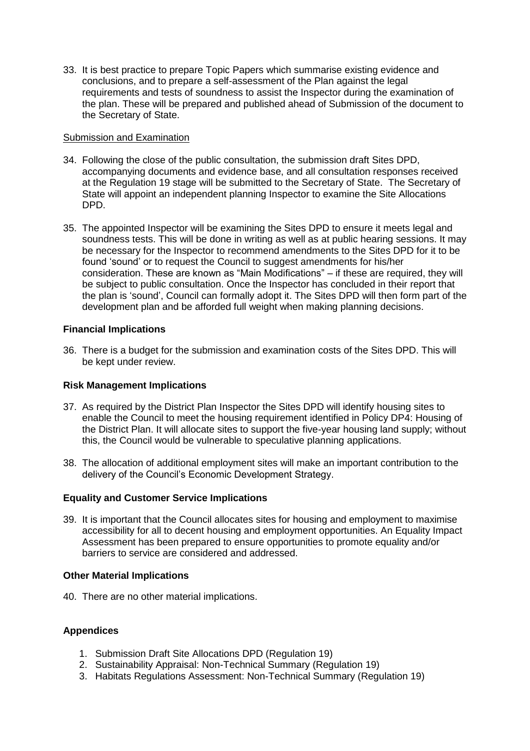33. It is best practice to prepare Topic Papers which summarise existing evidence and conclusions, and to prepare a self-assessment of the Plan against the legal requirements and tests of soundness to assist the Inspector during the examination of the plan. These will be prepared and published ahead of Submission of the document to the Secretary of State.

Submission and Examination

34. Following the close of the public consultation, the submission draft Sites DPD, accompanying documents and evidence base, and all consultation responses received at the Regulation 19 stage will be submitted to the Secretary of State. The Secretary of State will appoint an independent planning Inspector to examine the Site Allocations DPD.

35. The appointed Inspector will be examining the Sites DPD to ensure it meets legal and soundness tests. This will be done in writing as well as at public hearing sessions. It may be necessary for the Inspector to recommend amendments to the Sites DPD for it to be found 'sound' or to request the Council to suggest amendments for his/her consideration. These are known as "Main Modifications" – if these are required, they will be subject to public consultation. Once the Inspector has concluded in their report that the plan is 'sound', Council can formally adopt it. The Sites DPD will then form part of the development plan and be afforded full weight when making planning decisions.

**Financial Implications**

36. There is a budget for the submission and examination costs of the Sites DPD. This will be kept under review.

**Risk Management Implications**

37. As required by the District Plan Inspector the Sites DPD will identify housing sites to enable the Council to meet the housing requirement identified in Policy DP4: Housing of the District Plan. It will allocate sites to support the five-year housing land supply; without this, the Council would be vulnerable to speculative planning applications.

38. The allocation of additional employment sites will make an important contribution to the delivery of the Council's Economic Development Strategy.

**Equality and Customer Service Implications**

39. It is important that the Council allocates sites for housing and employment to maximise accessibility for all to decent housing and employment opportunities. An Equality Impact Assessment has been prepared to ensure opportunities to promote equality and/or barriers to service are considered and addressed.

**Other Material Implications**

40. There are no other material implications.

**Appendices**

1. Submission Draft Site Allocations DPD (Regulation 19)
2. Sustainability Appraisal: Non-Technical Summary (Regulation 19)
3. Habitats Regulations Assessment: Non-Technical Summary (Regulation 19)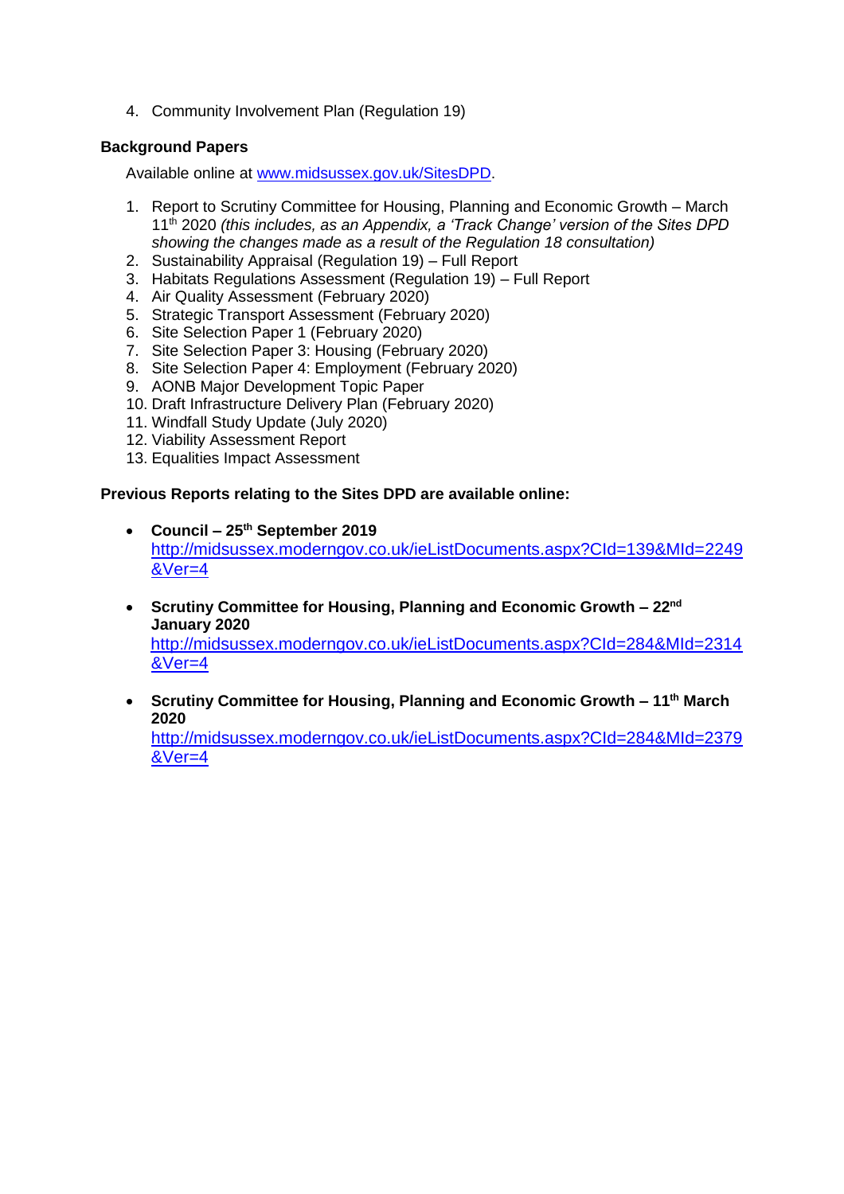4. Community Involvement Plan (Regulation 19)

**Background Papers**

Available online at [www.midsussex.gov.uk/SitesDPD](www.midsussex.gov.uk/SitesDPD).

1. Report to Scrutiny Committee for Housing, Planning and Economic Growth – March 11th 2020 *(this includes, as an Appendix, a 'Track Change' version of the Sites DPD showing the changes made as a result of the Regulation 18 consultation)*
2. Sustainability Appraisal (Regulation 19) – Full Report
3. Habitats Regulations Assessment (Regulation 19) – Full Report
4. Air Quality Assessment (February 2020)
5. Strategic Transport Assessment (February 2020)
6. Site Selection Paper 1 (February 2020)
7. Site Selection Paper 3: Housing (February 2020)
8. Site Selection Paper 4: Employment (February 2020)
9. AONB Major Development Topic Paper
10. Draft Infrastructure Delivery Plan (February 2020)
11. Windfall Study Update (July 2020)
12. Viability Assessment Report
13. Equalities Impact Assessment

**Previous Reports relating to the Sites DPD are available online:**

- **Council – 25th September 2019**
  [http://midsussex.moderngov.co.uk/ieListDocuments.aspx?CId=139&MId=2249&Ver=4](http://midsussex.moderngov.co.uk/ieListDocuments.aspx?CId=139&MId=2249&Ver=4)

- **Scrutiny Committee for Housing, Planning and Economic Growth – 22nd January 2020**
  [http://midsussex.moderngov.co.uk/ieListDocuments.aspx?CId=284&MId=2314&Ver=4](http://midsussex.moderngov.co.uk/ieListDocuments.aspx?CId=284&MId=2314&Ver=4)

- **Scrutiny Committee for Housing, Planning and Economic Growth – 11th March 2020**
  [http://midsussex.moderngov.co.uk/ieListDocuments.aspx?CId=284&MId=2379&Ver=4](http://midsussex.moderngov.co.uk/ieListDocuments.aspx?CId=284&MId=2379&Ver=4)